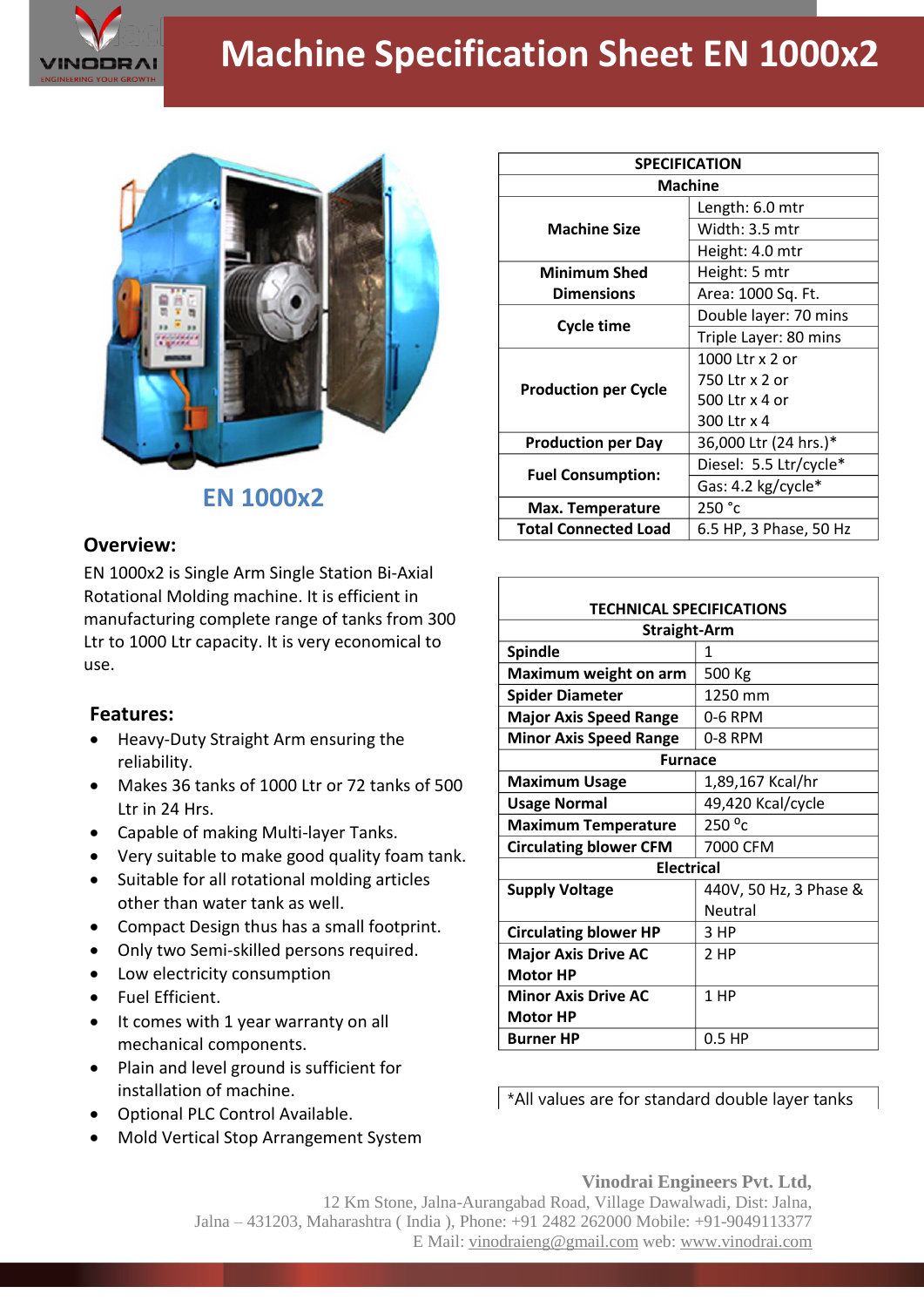# Machine Specification Sheet EN 1000x2

## EN 1000x2

## Overview:

EN 1000x2 is Single Arm Single Station Bi-Axial Rotational Molding machine. It is efficient in manufacturing complete range of tanks from 300 Ltr to 1000 Ltr capacity. It is very economical to use.

## Features:

- Heavy-Duty Straight Arm ensuring the reliability.
- Makes 36 tanks of 1000 Ltr or 72 tanks of 500 Ltr in 24 Hrs.
- Capable of making Multi-layer Tanks.
- Very suitable to make good quality foam tank.
- Suitable for all rotational molding articles other than water tank as well.
- Compact Design thus has a small footprint.
- Only two Semi-skilled persons required.
- Low electricity consumption
- Fuel Efficient.
- It comes with 1 year warranty on all mechanical components.
- Plain and level ground is sufficient for installation of machine.
- Optional PLC Control Available.
- Mold Vertical Stop Arrangement System

| **SPECIFICATION** | |
|---|---|
| **Machine** | |
| **Machine Size** | Length: 6.0 mtr |
| | Width: 3.5 mtr |
| | Height: 4.0 mtr |
| **Minimum Shed Dimensions** | Height: 5 mtr |
| | Area: 1000 Sq. Ft. |
| **Cycle time** | Double layer: 70 mins |
| | Triple Layer: 80 mins |
| **Production per Cycle** | 1000 Ltr x 2 or<br>750 Ltr x 2 or<br>500 Ltr x 4 or<br>300 Ltr x 4 |
| **Production per Day** | 36,000 Ltr (24 hrs.)* |
| **Fuel Consumption:** | Diesel: 5.5 Ltr/cycle* |
| | Gas: 4.2 kg/cycle* |
| **Max. Temperature** | 250 °c |
| **Total Connected Load** | 6.5 HP, 3 Phase, 50 Hz |

| **TECHNICAL SPECIFICATIONS** | |
|---|---|
| **Straight-Arm** | |
| **Spindle** | 1 |
| **Maximum weight on arm** | 500 Kg |
| **Spider Diameter** | 1250 mm |
| **Major Axis Speed Range** | 0-6 RPM |
| **Minor Axis Speed Range** | 0-8 RPM |
| **Furnace** | |
| **Maximum Usage** | 1,89,167 Kcal/hr |
| **Usage Normal** | 49,420 Kcal/cycle |
| **Maximum Temperature** | 250 °c |
| **Circulating blower CFM** | 7000 CFM |
| **Electrical** | |
| **Supply Voltage** | 440V, 50 Hz, 3 Phase & Neutral |
| **Circulating blower HP** | 3 HP |
| **Major Axis Drive AC Motor HP** | 2 HP |
| **Minor Axis Drive AC Motor HP** | 1 HP |
| **Burner HP** | 0.5 HP |

*All values are for standard double layer tanks

**Vinodrai Engineers Pvt. Ltd,**
12 Km Stone, Jalna-Aurangabad Road, Village Dawalwadi, Dist: Jalna,
Jalna – 431203, Maharashtra ( India ), Phone: +91 2482 262000 Mobile: +91-9049113377
E Mail: vinodraieng@gmail.com web: www.vinodrai.com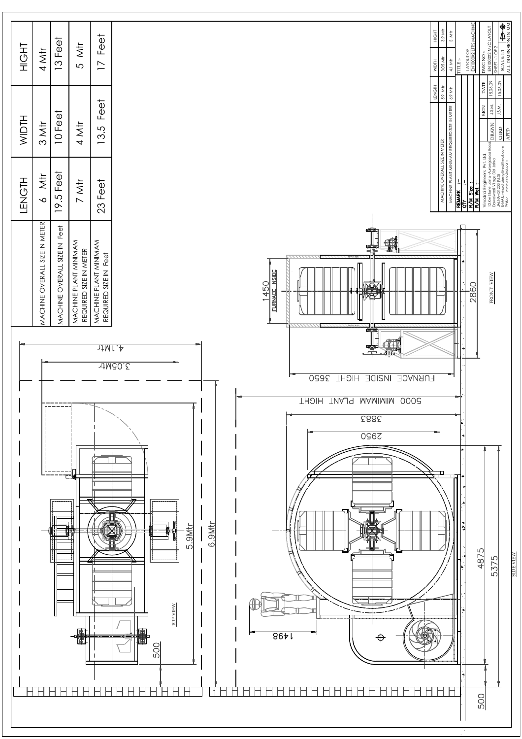| | LENGTH | WIDTH | HIGHT |
|---|---|---|---|
| MACHINE OVERALL SIZE IN METER | 6 Mtr | 3 Mtr | 4 Mtr |
| MACHINE OVERALL SIZE IN Feet | 19.5 Feet | 10 Feet | 13 Feet |
| MACHINE PLANT MINIMAM REQUIRED SIZE IN METER | 7 Mtr | 4 Mtr | 5 Mtr |
| MACHINE PLANT MINIMAM REQUIRED SIZE IN Feet | 23 Feet | 13.5 Feet | 17 Feet |

TOP VIEW

4.1Mtr

3.05Mtr

5.9Mtr

6.9Mtr

500

FRONT VIEW

1450

FURNACE INSIDE

FURNACE INSIDE HIGHT 3650

2860

SIDE VIEW

5000 MINIMAM PLANT HIGHT

3883

2950

1498

4875

5375

500

| | LENGTH | WIDTH | HIGHT |
|---|---|---|---|
| MACHINE OVERALL SIZE IN METER | 5.9 Mtr | 3.05 Mtr | 3.9 Mtr |
| MACHINE PLANT MINIMAM REQUIRED SIZE IN METER | 6.9 Mtr | 4.1 Mtr | 5 Mtr |

REMARK :-

QTY :-

R/M Size :-

R/M Wet :-

Vinodrai Engineers Pvt. Ltd.
12 Km Stone Jalna-Aurangabad Road, Dawalwadi Village Dist Jalna
JALNA-431203 (M.S)
E-MAIL: vinodraieng@rediffmail.com
Web:- www.vinodrai.com

TITLE :- LAYOUT OF EN1000X2 LTRS MACHINE

| | SIGN | DATE |
|---|---|---|
| DRAWN | J.S.M. | 15.06.09 |
| CHKD | J.S.M. | 15.06.09 |
| APPD | | |

DWG NO :- EN1000X2 M/C LAYOUT

SHEET :- 1 OF 2

SCALE: 1:1

ALL DIMENSION IN MM